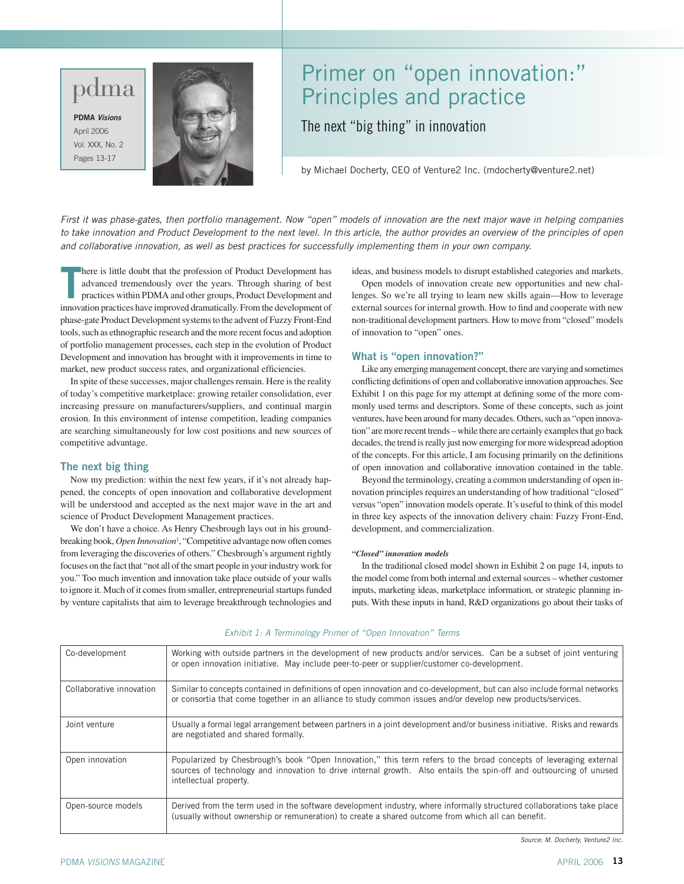pdma

**PDMA *Visions***
April 2006
Vol. XXX, No. 2
Pages 13-17

# Primer on "open innovation:" Principles and practice

## The next "big thing" in innovation

by Michael Docherty, CEO of Venture2 Inc. (mdocherty@venture2.net)

*First it was phase-gates, then portfolio management. Now "open" models of innovation are the next major wave in helping companies to take innovation and Product Development to the next level. In this article, the author provides an overview of the principles of open and collaborative innovation, as well as best practices for successfully implementing them in your own company.*

There is little doubt that the profession of Product Development has advanced tremendously over the years. Through sharing of best practices within PDMA and other groups, Product Development and innovation practices have improved dramatically. From the development of phase-gate Product Development systems to the advent of Fuzzy Front-End tools, such as ethnographic research and the more recent focus and adoption of portfolio management processes, each step in the evolution of Product Development and innovation has brought with it improvements in time to market, new product success rates, and organizational efficiencies.

In spite of these successes, major challenges remain. Here is the reality of today's competitive marketplace: growing retailer consolidation, ever increasing pressure on manufacturers/suppliers, and continual margin erosion. In this environment of intense competition, leading companies are searching simultaneously for low cost positions and new sources of competitive advantage.

### The next big thing

Now my prediction: within the next few years, if it's not already happened, the concepts of open innovation and collaborative development will be understood and accepted as the next major wave in the art and science of Product Development Management practices.

We don't have a choice. As Henry Chesbrough lays out in his groundbreaking book, *Open Innovation*[1], "Competitive advantage now often comes from leveraging the discoveries of others." Chesbrough's argument rightly focuses on the fact that "not all of the smart people in your industry work for you." Too much invention and innovation take place outside of your walls to ignore it. Much of it comes from smaller, entrepreneurial startups funded by venture capitalists that aim to leverage breakthrough technologies and ideas, and business models to disrupt established categories and markets.

Open models of innovation create new opportunities and new challenges. So we're all trying to learn new skills again—How to leverage external sources for internal growth. How to find and cooperate with new non-traditional development partners. How to move from "closed" models of innovation to "open" ones.

### What is "open innovation?"

Like any emerging management concept, there are varying and sometimes conflicting definitions of open and collaborative innovation approaches. See Exhibit 1 on this page for my attempt at defining some of the more commonly used terms and descriptors. Some of these concepts, such as joint ventures, have been around for many decades. Others, such as "open innovation" are more recent trends – while there are certainly examples that go back decades, the trend is really just now emerging for more widespread adoption of the concepts. For this article, I am focusing primarily on the definitions of open innovation and collaborative innovation contained in the table.

Beyond the terminology, creating a common understanding of open innovation principles requires an understanding of how traditional "closed" versus "open" innovation models operate. It's useful to think of this model in three key aspects of the innovation delivery chain: Fuzzy Front-End, development, and commercialization.

#### *"Closed" innovation models*

In the traditional closed model shown in Exhibit 2 on page 14, inputs to the model come from both internal and external sources – whether customer inputs, marketing ideas, marketplace information, or strategic planning inputs. With these inputs in hand, R&D organizations go about their tasks of

*Exhibit 1: A Terminology Primer of "Open Innovation" Terms*

| Term | Definition |
|---|---|
| Co-development | Working with outside partners in the development of new products and/or services. Can be a subset of joint venturing or open innovation initiative. May include peer-to-peer or supplier/customer co-development. |
| Collaborative innovation | Similar to concepts contained in definitions of open innovation and co-development, but can also include formal networks or consortia that come together in an alliance to study common issues and/or develop new products/services. |
| Joint venture | Usually a formal legal arrangement between partners in a joint development and/or business initiative. Risks and rewards are negotiated and shared formally. |
| Open innovation | Popularized by Chesbrough's book "Open Innovation," this term refers to the broad concepts of leveraging external sources of technology and innovation to drive internal growth. Also entails the spin-off and outsourcing of unused intellectual property. |
| Open-source models | Derived from the term used in the software development industry, where informally structured collaborations take place (usually without ownership or remuneration) to create a shared outcome from which all can benefit. |

*Source: M. Docherty, Venture2 Inc.*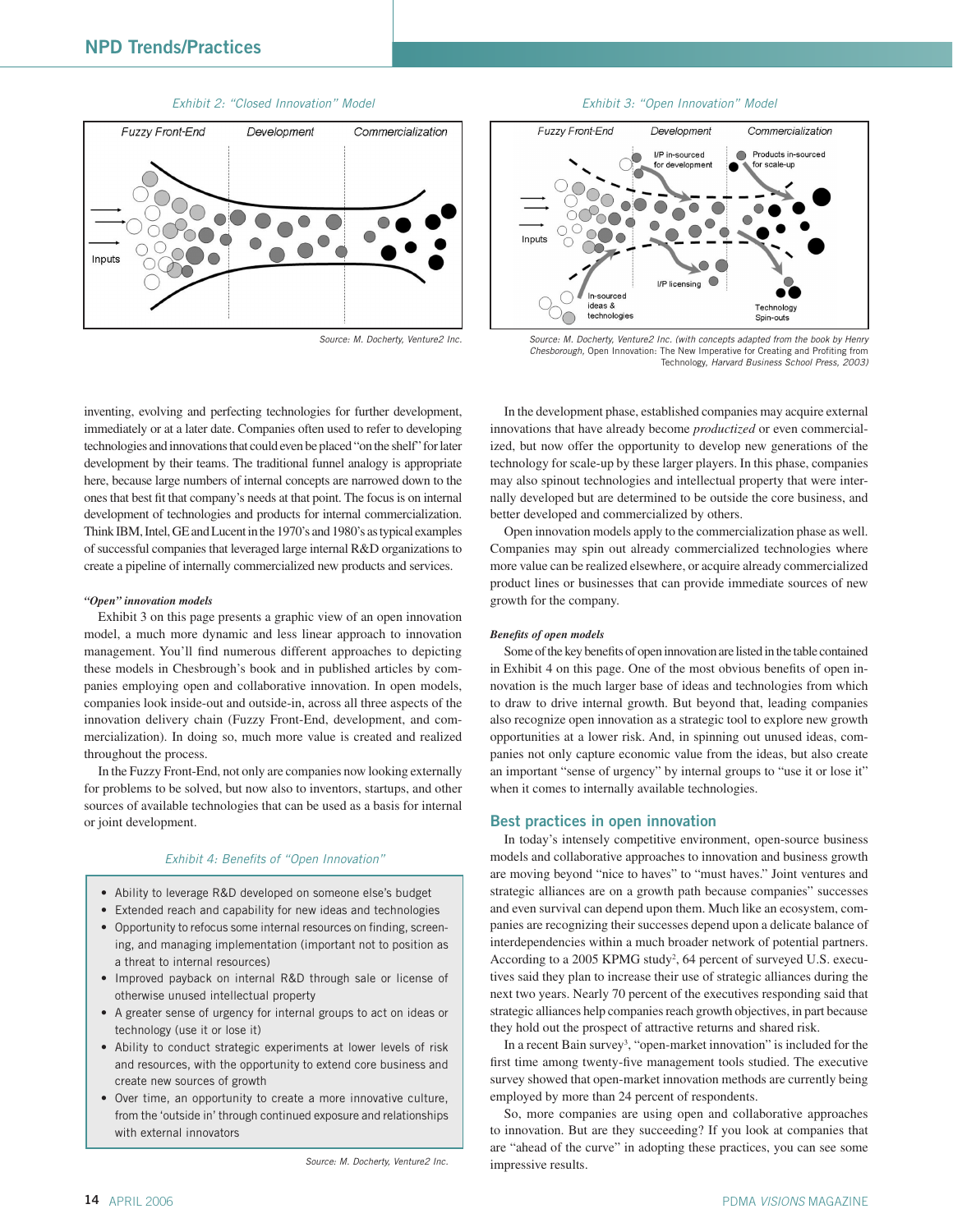*Exhibit 2: "Closed Innovation" Model*

Source: M. Docherty, Venture2 Inc.

*Exhibit 3: "Open Innovation" Model*

Source: M. Docherty, Venture2 Inc. (with concepts adapted from the book by Henry Chesborough, Open Innovation: The New Imperative for Creating and Profiting from Technology, Harvard Business School Press, 2003)

inventing, evolving and perfecting technologies for further development, immediately or at a later date. Companies often used to refer to developing technologies and innovations that could even be placed "on the shelf" for later development by their teams. The traditional funnel analogy is appropriate here, because large numbers of internal concepts are narrowed down to the ones that best fit that company's needs at that point. The focus is on internal development of technologies and products for internal commercialization. Think IBM, Intel, GE and Lucent in the 1970's and 1980's as typical examples of successful companies that leveraged large internal R&D organizations to create a pipeline of internally commercialized new products and services.

***"Open" innovation models***

Exhibit 3 on this page presents a graphic view of an open innovation model, a much more dynamic and less linear approach to innovation management. You'll find numerous different approaches to depicting these models in Chesbrough's book and in published articles by companies employing open and collaborative innovation. In open models, companies look inside-out and outside-in, across all three aspects of the innovation delivery chain (Fuzzy Front-End, development, and commercialization). In doing so, much more value is created and realized throughout the process.

In the Fuzzy Front-End, not only are companies now looking externally for problems to be solved, but now also to inventors, startups, and other sources of available technologies that can be used as a basis for internal or joint development.

*Exhibit 4: Benefits of "Open Innovation"*

- Ability to leverage R&D developed on someone else's budget
- Extended reach and capability for new ideas and technologies
- Opportunity to refocus some internal resources on finding, screening, and managing implementation (important not to position as a threat to internal resources)
- Improved payback on internal R&D through sale or license of otherwise unused intellectual property
- A greater sense of urgency for internal groups to act on ideas or technology (use it or lose it)
- Ability to conduct strategic experiments at lower levels of risk and resources, with the opportunity to extend core business and create new sources of growth
- Over time, an opportunity to create a more innovative culture, from the 'outside in' through continued exposure and relationships with external innovators

Source: M. Docherty, Venture2 Inc.

In the development phase, established companies may acquire external innovations that have already become *productized* or even commercialized, but now offer the opportunity to develop new generations of the technology for scale-up by these larger players. In this phase, companies may also spinout technologies and intellectual property that were internally developed but are determined to be outside the core business, and better developed and commercialized by others.

Open innovation models apply to the commercialization phase as well. Companies may spin out already commercialized technologies where more value can be realized elsewhere, or acquire already commercialized product lines or businesses that can provide immediate sources of new growth for the company.

***Benefits of open models***

Some of the key benefits of open innovation are listed in the table contained in Exhibit 4 on this page. One of the most obvious benefits of open innovation is the much larger base of ideas and technologies from which to draw to drive internal growth. But beyond that, leading companies also recognize open innovation as a strategic tool to explore new growth opportunities at a lower risk. And, in spinning out unused ideas, companies not only capture economic value from the ideas, but also create an important "sense of urgency" by internal groups to "use it or lose it" when it comes to internally available technologies.

## Best practices in open innovation

In today's intensely competitive environment, open-source business models and collaborative approaches to innovation and business growth are moving beyond "nice to haves" to "must haves." Joint ventures and strategic alliances are on a growth path because companies" successes and even survival can depend upon them. Much like an ecosystem, companies are recognizing their successes depend upon a delicate balance of interdependencies within a much broader network of potential partners. According to a 2005 KPMG study[2], 64 percent of surveyed U.S. executives said they plan to increase their use of strategic alliances during the next two years. Nearly 70 percent of the executives responding said that strategic alliances help companies reach growth objectives, in part because they hold out the prospect of attractive returns and shared risk.

In a recent Bain survey[3], "open-market innovation" is included for the first time among twenty-five management tools studied. The executive survey showed that open-market innovation methods are currently being employed by more than 24 percent of respondents.

So, more companies are using open and collaborative approaches to innovation. But are they succeeding? If you look at companies that are "ahead of the curve" in adopting these practices, you can see some impressive results.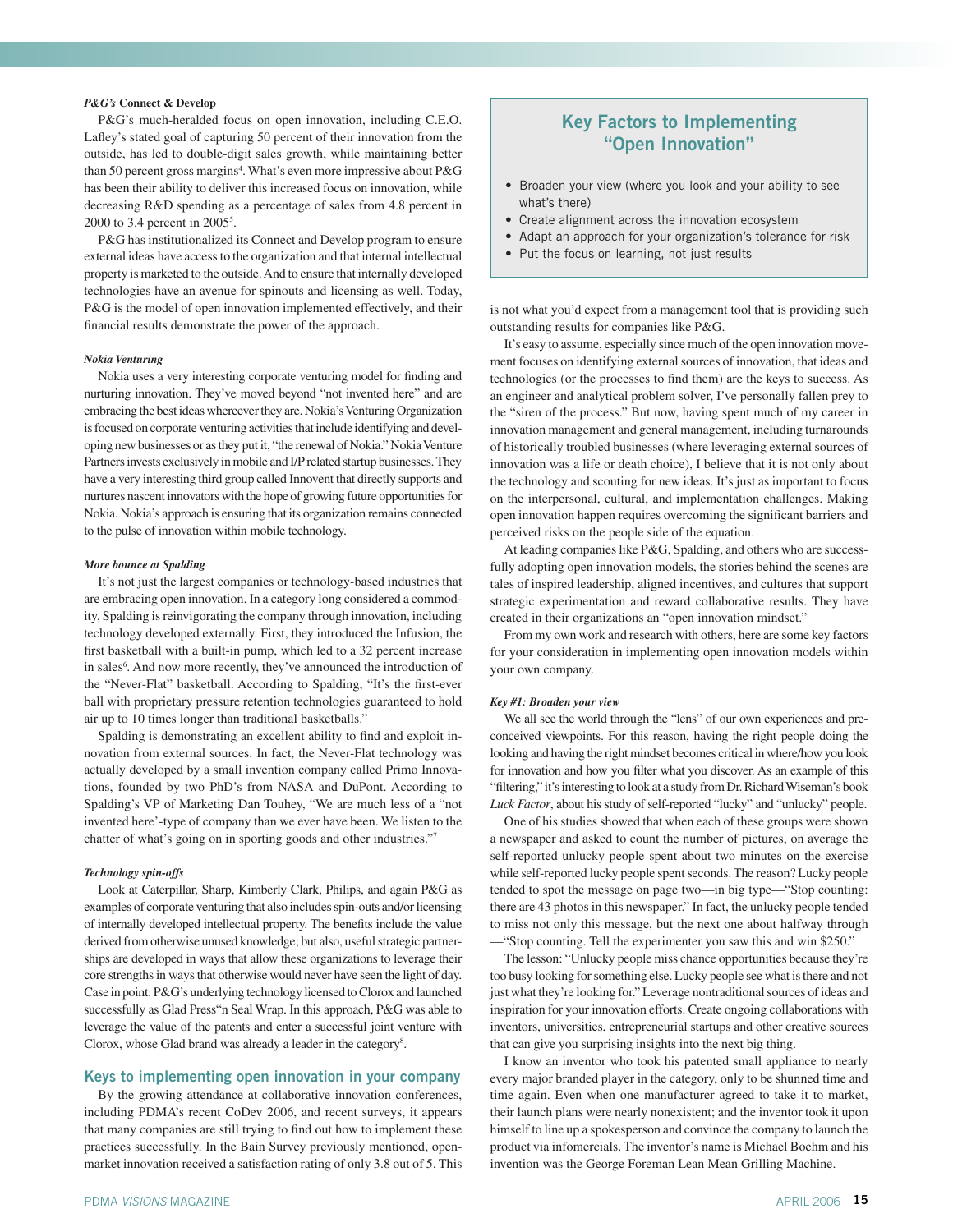### *P&G's* Connect & Develop

P&G's much-heralded focus on open innovation, including C.E.O. Lafley's stated goal of capturing 50 percent of their innovation from the outside, has led to double-digit sales growth, while maintaining better than 50 percent gross margins[4]. What's even more impressive about P&G has been their ability to deliver this increased focus on innovation, while decreasing R&D spending as a percentage of sales from 4.8 percent in 2000 to 3.4 percent in 2005[5].

P&G has institutionalized its Connect and Develop program to ensure external ideas have access to the organization and that internal intellectual property is marketed to the outside. And to ensure that internally developed technologies have an avenue for spinouts and licensing as well. Today, P&G is the model of open innovation implemented effectively, and their financial results demonstrate the power of the approach.

### *Nokia Venturing*

Nokia uses a very interesting corporate venturing model for finding and nurturing innovation. They've moved beyond "not invented here" and are embracing the best ideas whereever they are. Nokia's Venturing Organization is focused on corporate venturing activities that include identifying and developing new businesses or as they put it, "the renewal of Nokia." Nokia Venture Partners invests exclusively in mobile and I/P related startup businesses. They have a very interesting third group called Innovent that directly supports and nurtures nascent innovators with the hope of growing future opportunities for Nokia. Nokia's approach is ensuring that its organization remains connected to the pulse of innovation within mobile technology.

### *More bounce at Spalding*

It's not just the largest companies or technology-based industries that are embracing open innovation. In a category long considered a commodity, Spalding is reinvigorating the company through innovation, including technology developed externally. First, they introduced the Infusion, the first basketball with a built-in pump, which led to a 32 percent increase in sales[6]. And now more recently, they've announced the introduction of the "Never-Flat" basketball. According to Spalding, "It's the first-ever ball with proprietary pressure retention technologies guaranteed to hold air up to 10 times longer than traditional basketballs."

Spalding is demonstrating an excellent ability to find and exploit innovation from external sources. In fact, the Never-Flat technology was actually developed by a small invention company called Primo Innovations, founded by two PhD's from NASA and DuPont. According to Spalding's VP of Marketing Dan Touhey, "We are much less of a "not invented here'-type of company than we ever have been. We listen to the chatter of what's going on in sporting goods and other industries."[7]

### *Technology spin-offs*

Look at Caterpillar, Sharp, Kimberly Clark, Philips, and again P&G as examples of corporate venturing that also includes spin-outs and/or licensing of internally developed intellectual property. The benefits include the value derived from otherwise unused knowledge; but also, useful strategic partnerships are developed in ways that allow these organizations to leverage their core strengths in ways that otherwise would never have seen the light of day. Case in point: P&G's underlying technology licensed to Clorox and launched successfully as Glad Press"n Seal Wrap. In this approach, P&G was able to leverage the value of the patents and enter a successful joint venture with Clorox, whose Glad brand was already a leader in the category[8].

## Keys to implementing open innovation in your company

By the growing attendance at collaborative innovation conferences, including PDMA's recent CoDev 2006, and recent surveys, it appears that many companies are still trying to find out how to implement these practices successfully. In the Bain Survey previously mentioned, open-market innovation received a satisfaction rating of only 3.8 out of 5. This is not what you'd expect from a management tool that is providing such outstanding results for companies like P&G.

> **Key Factors to Implementing "Open Innovation"**
>
> - Broaden your view (where you look and your ability to see what's there)
> - Create alignment across the innovation ecosystem
> - Adapt an approach for your organization's tolerance for risk
> - Put the focus on learning, not just results

It's easy to assume, especially since much of the open innovation movement focuses on identifying external sources of innovation, that ideas and technologies (or the processes to find them) are the keys to success. As an engineer and analytical problem solver, I've personally fallen prey to the "siren of the process." But now, having spent much of my career in innovation management and general management, including turnarounds of historically troubled businesses (where leveraging external sources of innovation was a life or death choice), I believe that it is not only about the technology and scouting for new ideas. It's just as important to focus on the interpersonal, cultural, and implementation challenges. Making open innovation happen requires overcoming the significant barriers and perceived risks on the people side of the equation.

At leading companies like P&G, Spalding, and others who are successfully adopting open innovation models, the stories behind the scenes are tales of inspired leadership, aligned incentives, and cultures that support strategic experimentation and reward collaborative results. They have created in their organizations an "open innovation mindset."

From my own work and research with others, here are some key factors for your consideration in implementing open innovation models within your own company.

### *Key #1: Broaden your view*

We all see the world through the "lens" of our own experiences and preconceived viewpoints. For this reason, having the right people doing the looking and having the right mindset becomes critical in where/how you look for innovation and how you filter what you discover. As an example of this "filtering," it's interesting to look at a study from Dr. Richard Wiseman's book *Luck Factor*, about his study of self-reported "lucky" and "unlucky" people.

One of his studies showed that when each of these groups were shown a newspaper and asked to count the number of pictures, on average the self-reported unlucky people spent about two minutes on the exercise while self-reported lucky people spent seconds. The reason? Lucky people tended to spot the message on page two—in big type—"Stop counting: there are 43 photos in this newspaper." In fact, the unlucky people tended to miss not only this message, but the next one about halfway through —"Stop counting. Tell the experimenter you saw this and win $250."

The lesson: "Unlucky people miss chance opportunities because they're too busy looking for something else. Lucky people see what is there and not just what they're looking for." Leverage nontraditional sources of ideas and inspiration for your innovation efforts. Create ongoing collaborations with inventors, universities, entrepreneurial startups and other creative sources that can give you surprising insights into the next big thing.

I know an inventor who took his patented small appliance to nearly every major branded player in the category, only to be shunned time and time again. Even when one manufacturer agreed to take it to market, their launch plans were nearly nonexistent; and the inventor took it upon himself to line up a spokesperson and convince the company to launch the product via infomercials. The inventor's name is Michael Boehm and his invention was the George Foreman Lean Mean Grilling Machine.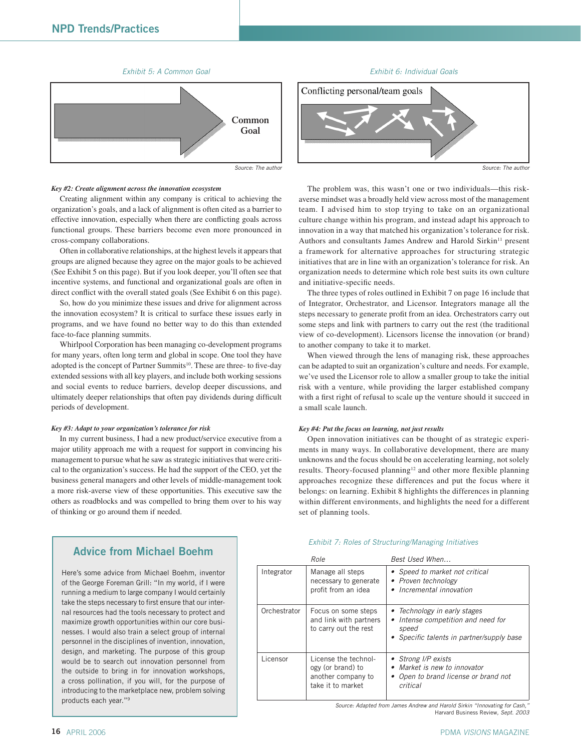*Exhibit 5: A Common Goal*

Common Goal

*Source: The author*

*Exhibit 6: Individual Goals*

Conflicting personal/team goals

*Source: The author*

***Key #2: Create alignment across the innovation ecosystem***

Creating alignment within any company is critical to achieving the organization's goals, and a lack of alignment is often cited as a barrier to effective innovation, especially when there are conflicting goals across functional groups. These barriers become even more pronounced in cross-company collaborations.

Often in collaborative relationships, at the highest levels it appears that groups are aligned because they agree on the major goals to be achieved (See Exhibit 5 on this page). But if you look deeper, you'll often see that incentive systems, and functional and organizational goals are often in direct conflict with the overall stated goals (See Exhibit 6 on this page).

So, how do you minimize these issues and drive for alignment across the innovation ecosystem? It is critical to surface these issues early in programs, and we have found no better way to do this than extended face-to-face planning summits.

Whirlpool Corporation has been managing co-development programs for many years, often long term and global in scope. One tool they have adopted is the concept of Partner Summits[10]. These are three- to five-day extended sessions with all key players, and include both working sessions and social events to reduce barriers, develop deeper discussions, and ultimately deeper relationships that often pay dividends during difficult periods of development.

***Key #3: Adapt to your organization's tolerance for risk***

In my current business, I had a new product/service executive from a major utility approach me with a request for support in convincing his management to pursue what he saw as strategic initiatives that were critical to the organization's success. He had the support of the CEO, yet the business general managers and other levels of middle-management took a more risk-averse view of these opportunities. This executive saw the others as roadblocks and was compelled to bring them over to his way of thinking or go around them if needed.

The problem was, this wasn't one or two individuals—this risk-averse mindset was a broadly held view across most of the management team. I advised him to stop trying to take on an organizational culture change within his program, and instead adapt his approach to innovation in a way that matched his organization's tolerance for risk. Authors and consultants James Andrew and Harold Sirkin[11] present a framework for alternative approaches for structuring strategic initiatives that are in line with an organization's tolerance for risk. An organization needs to determine which role best suits its own culture and initiative-specific needs.

The three types of roles outlined in Exhibit 7 on page 16 include that of Integrator, Orchestrator, and Licensor. Integrators manage all the steps necessary to generate profit from an idea. Orchestrators carry out some steps and link with partners to carry out the rest (the traditional view of co-development). Licensors license the innovation (or brand) to another company to take it to market.

When viewed through the lens of managing risk, these approaches can be adapted to suit an organization's culture and needs. For example, we've used the Licensor role to allow a smaller group to take the initial risk with a venture, while providing the larger established company with a first right of refusal to scale up the venture should it succeed in a small scale launch.

***Key #4: Put the focus on learning, not just results***

Open innovation initiatives can be thought of as strategic experiments in many ways. In collaborative development, there are many unknowns and the focus should be on accelerating learning, not solely results. Theory-focused planning[12] and other more flexible planning approaches recognize these differences and put the focus where it belongs: on learning. Exhibit 8 highlights the differences in planning within different environments, and highlights the need for a different set of planning tools.

## Advice from Michael Boehm

Here's some advice from Michael Boehm, inventor of the George Foreman Grill: "In my world, if I were running a medium to large company I would certainly take the steps necessary to first ensure that our internal resources had the tools necessary to protect and maximize growth opportunities within our core businesses. I would also train a select group of internal personnel in the disciplines of invention, innovation, design, and marketing. The purpose of this group would be to search out innovation personnel from the outside to bring in for innovation workshops, a cross pollination, if you will, for the purpose of introducing to the marketplace new, problem solving products each year."[9]

*Exhibit 7: Roles of Structuring/Managing Initiatives*

| | *Role* | *Best Used When...* |
|---|---|---|
| Integrator | Manage all steps necessary to generate profit from an idea | • *Speed to market not critical*<br>• *Proven technology*<br>• *Incremental innovation* |
| Orchestrator | Focus on some steps and link with partners to carry out the rest | • *Technology in early stages*<br>• *Intense competition and need for speed*<br>• *Specific talents in partner/supply base* |
| Licensor | License the technology (or brand) to another company to take it to market | • *Strong I/P exists*<br>• *Market is new to innovator*<br>• *Open to brand license or brand not critical* |

*Source: Adapted from James Andrew and Harold Sirkin "Innovating for Cash," Harvard Business Review, Sept. 2003*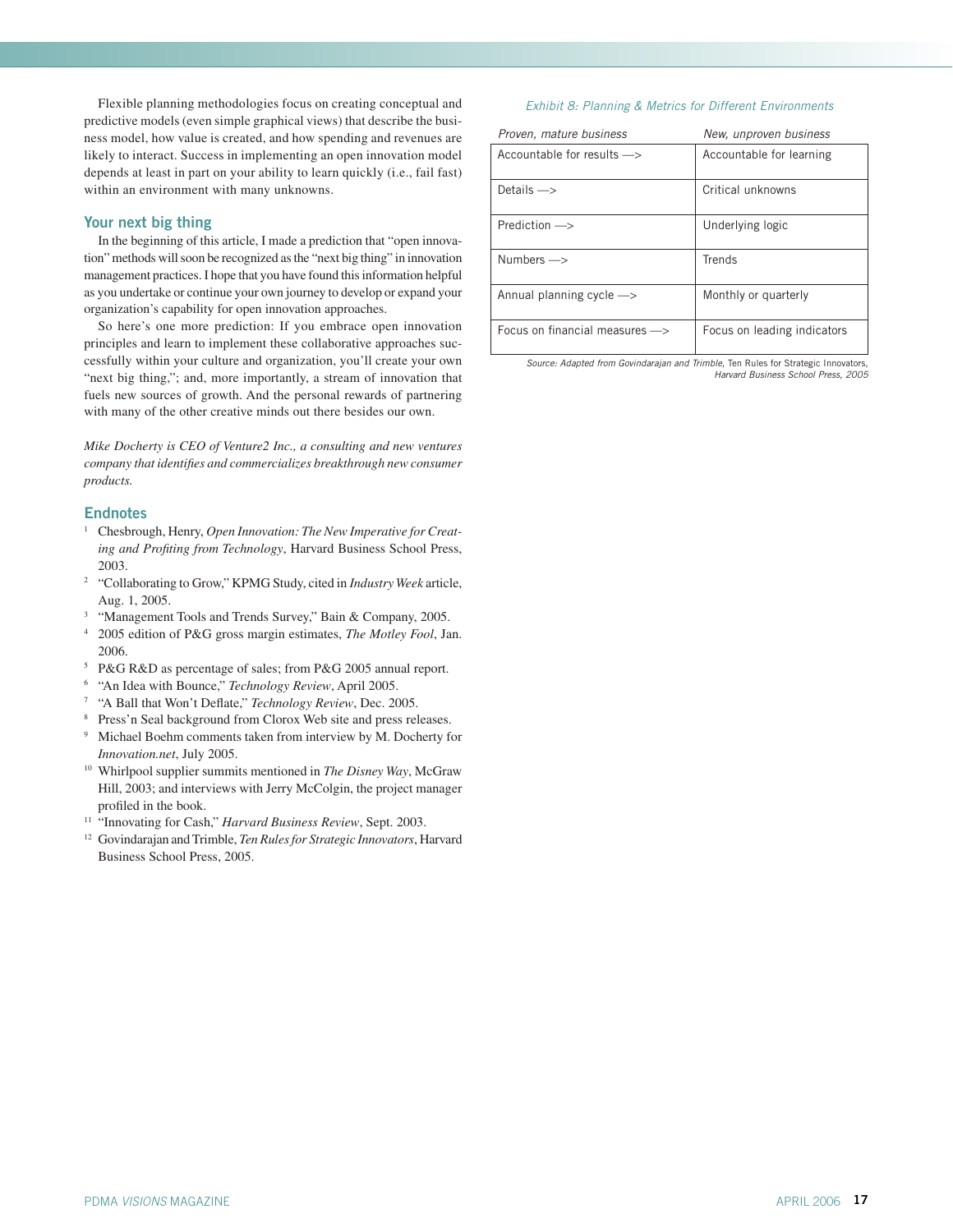Flexible planning methodologies focus on creating conceptual and predictive models (even simple graphical views) that describe the business model, how value is created, and how spending and revenues are likely to interact. Success in implementing an open innovation model depends at least in part on your ability to learn quickly (i.e., fail fast) within an environment with many unknowns.

## Your next big thing

In the beginning of this article, I made a prediction that "open innovation" methods will soon be recognized as the "next big thing" in innovation management practices. I hope that you have found this information helpful as you undertake or continue your own journey to develop or expand your organization's capability for open innovation approaches.

So here's one more prediction: If you embrace open innovation principles and learn to implement these collaborative approaches successfully within your culture and organization, you'll create your own "next big thing,"; and, more importantly, a stream of innovation that fuels new sources of growth. And the personal rewards of partnering with many of the other creative minds out there besides our own.

*Mike Docherty is CEO of Venture2 Inc., a consulting and new ventures company that identifies and commercializes breakthrough new consumer products.*

## Endnotes

1. Chesbrough, Henry, *Open Innovation: The New Imperative for Creating and Profiting from Technology*, Harvard Business School Press, 2003.
2. "Collaborating to Grow," KPMG Study, cited in *Industry Week* article, Aug. 1, 2005.
3. "Management Tools and Trends Survey," Bain & Company, 2005.
4. 2005 edition of P&G gross margin estimates, *The Motley Fool*, Jan. 2006.
5. P&G R&D as percentage of sales; from P&G 2005 annual report.
6. "An Idea with Bounce," *Technology Review*, April 2005.
7. "A Ball that Won't Deflate," *Technology Review*, Dec. 2005.
8. Press'n Seal background from Clorox Web site and press releases.
9. Michael Boehm comments taken from interview by M. Docherty for *Innovation.net*, July 2005.
10. Whirlpool supplier summits mentioned in *The Disney Way*, McGraw Hill, 2003; and interviews with Jerry McColgin, the project manager profiled in the book.
11. "Innovating for Cash," *Harvard Business Review*, Sept. 2003.
12. Govindarajan and Trimble, *Ten Rules for Strategic Innovators*, Harvard Business School Press, 2005.

*Exhibit 8: Planning & Metrics for Different Environments*

| *Proven, mature business* | *New, unproven business* |
|---|---|
| Accountable for results —> | Accountable for learning |
| Details —> | Critical unknowns |
| Prediction —> | Underlying logic |
| Numbers —> | Trends |
| Annual planning cycle —> | Monthly or quarterly |
| Focus on financial measures —> | Focus on leading indicators |

*Source: Adapted from Govindarajan and Trimble,* Ten Rules for Strategic Innovators, *Harvard Business School Press, 2005*